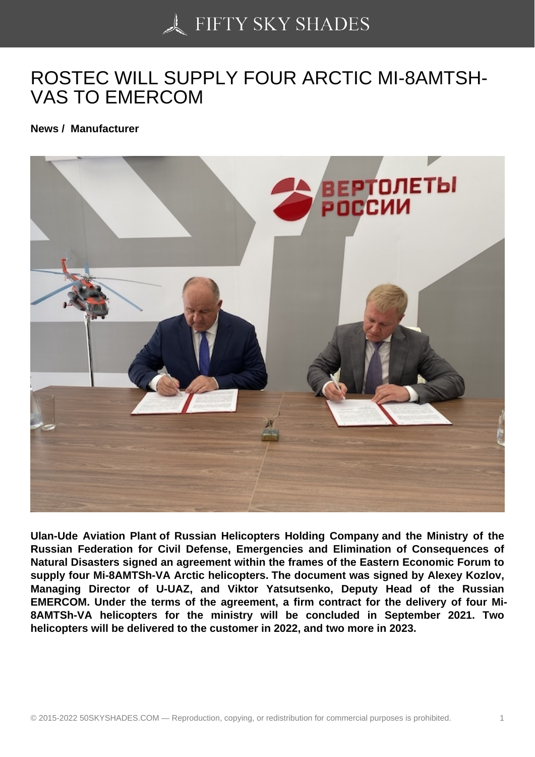# ROSTEC WILL SUPPLY FOUR ARCTIC MI-8AMTSH-VAS TO EMERCOM

**News / Manufacturer**

**Ulan-Ude Aviation Plant of Russian Helicopters Holding Company and the Ministry of the Russian Federation for Civil Defense, Emergencies and Elimination of Consequences of Natural Disasters signed an agreement within the frames of the Eastern Economic Forum to supply four Mi-8AMTSh-VA Arctic helicopters. The document was signed by Alexey Kozlov, Managing Director of U-UAZ, and Viktor Yatsutsenko, Deputy Head of the Russian EMERCOM. Under the terms of the agreement, a firm contract for the delivery of four Mi-8AMTSh-VA helicopters for the ministry will be concluded in September 2021. Two helicopters will be delivered to the customer in 2022, and two more in 2023.**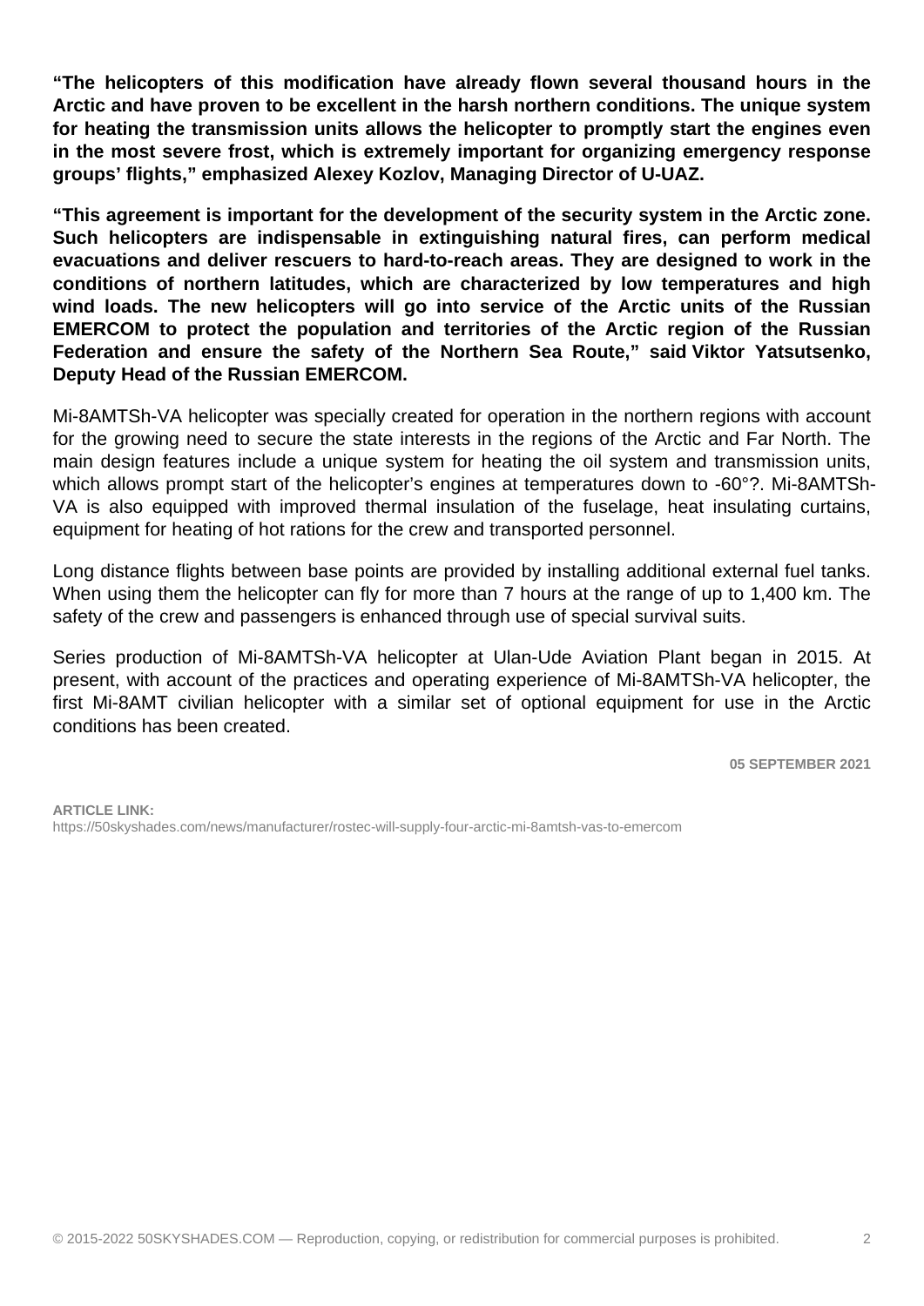**“The helicopters of this modification have already flown several thousand hours in the Arctic and have proven to be excellent in the harsh northern conditions. The unique system for heating the transmission units allows the helicopter to promptly start the engines even in the most severe frost, which is extremely important for organizing emergency response groups’ flights,” emphasized Alexey Kozlov, Managing Director of U-UAZ.**

**“This agreement is important for the development of the security system in the Arctic zone. Such helicopters are indispensable in extinguishing natural fires, can perform medical evacuations and deliver rescuers to hard-to-reach areas. They are designed to work in the conditions of northern latitudes, which are characterized by low temperatures and high wind loads. The new helicopters will go into service of the Arctic units of the Russian EMERCOM to protect the population and territories of the Arctic region of the Russian Federation and ensure the safety of the Northern Sea Route,” said Viktor Yatsutsenko, Deputy Head of the Russian EMERCOM.**

Mi-8AMTSh-VA helicopter was specially created for operation in the northern regions with account for the growing need to secure the state interests in the regions of the Arctic and Far North. The main design features include a unique system for heating the oil system and transmission units, which allows prompt start of the helicopter’s engines at temperatures down to -60°?. Mi-8AMTSh-VA is also equipped with improved thermal insulation of the fuselage, heat insulating curtains, equipment for heating of hot rations for the crew and transported personnel.

Long distance flights between base points are provided by installing additional external fuel tanks. When using them the helicopter can fly for more than 7 hours at the range of up to 1,400 km. The safety of the crew and passengers is enhanced through use of special survival suits.

Series production of Mi-8AMTSh-VA helicopter at Ulan-Ude Aviation Plant began in 2015. At present, with account of the practices and operating experience of Mi-8AMTSh-VA helicopter, the first Mi-8AMT civilian helicopter with a similar set of optional equipment for use in the Arctic conditions has been created.

**05 SEPTEMBER 2021**

**ARTICLE LINK:**
https://50skyshades.com/news/manufacturer/rostec-will-supply-four-arctic-mi-8amtsh-vas-to-emercom

© 2015-2022 50SKYSHADES.COM — Reproduction, copying, or redistribution for commercial purposes is prohibited.